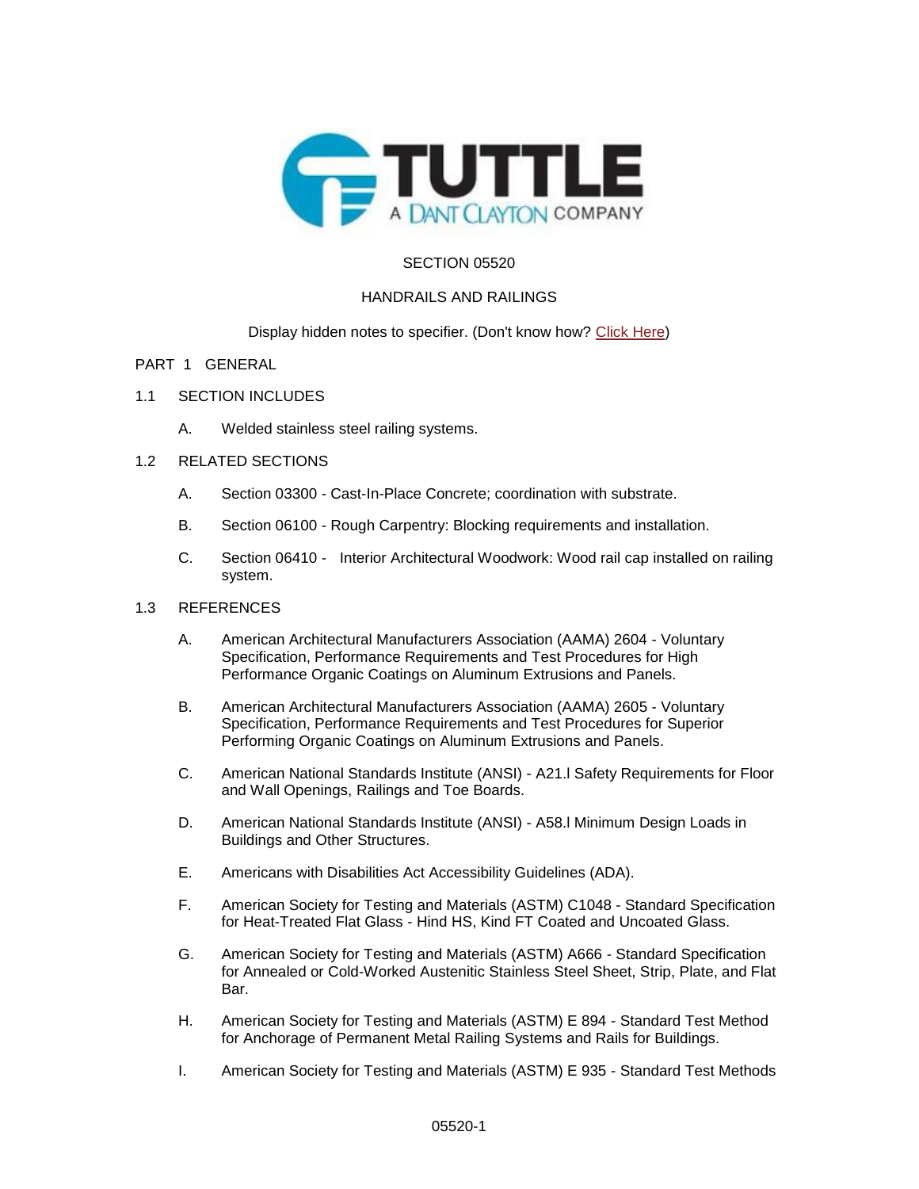SECTION 05520

HANDRAILS AND RAILINGS

Display hidden notes to specifier. (Don't know how? [Click Here](#))

# PART 1 GENERAL

## 1.1 SECTION INCLUDES

A. Welded stainless steel railing systems.

## 1.2 RELATED SECTIONS

A. Section 03300 - Cast-In-Place Concrete; coordination with substrate.

B. Section 06100 - Rough Carpentry: Blocking requirements and installation.

C. Section 06410 - Interior Architectural Woodwork: Wood rail cap installed on railing system.

## 1.3 REFERENCES

A. American Architectural Manufacturers Association (AAMA) 2604 - Voluntary Specification, Performance Requirements and Test Procedures for High Performance Organic Coatings on Aluminum Extrusions and Panels.

B. American Architectural Manufacturers Association (AAMA) 2605 - Voluntary Specification, Performance Requirements and Test Procedures for Superior Performing Organic Coatings on Aluminum Extrusions and Panels.

C. American National Standards Institute (ANSI) - A21.l Safety Requirements for Floor and Wall Openings, Railings and Toe Boards.

D. American National Standards Institute (ANSI) - A58.l Minimum Design Loads in Buildings and Other Structures.

E. Americans with Disabilities Act Accessibility Guidelines (ADA).

F. American Society for Testing and Materials (ASTM) C1048 - Standard Specification for Heat-Treated Flat Glass - Hind HS, Kind FT Coated and Uncoated Glass.

G. American Society for Testing and Materials (ASTM) A666 - Standard Specification for Annealed or Cold-Worked Austenitic Stainless Steel Sheet, Strip, Plate, and Flat Bar.

H. American Society for Testing and Materials (ASTM) E 894 - Standard Test Method for Anchorage of Permanent Metal Railing Systems and Rails for Buildings.

I. American Society for Testing and Materials (ASTM) E 935 - Standard Test Methods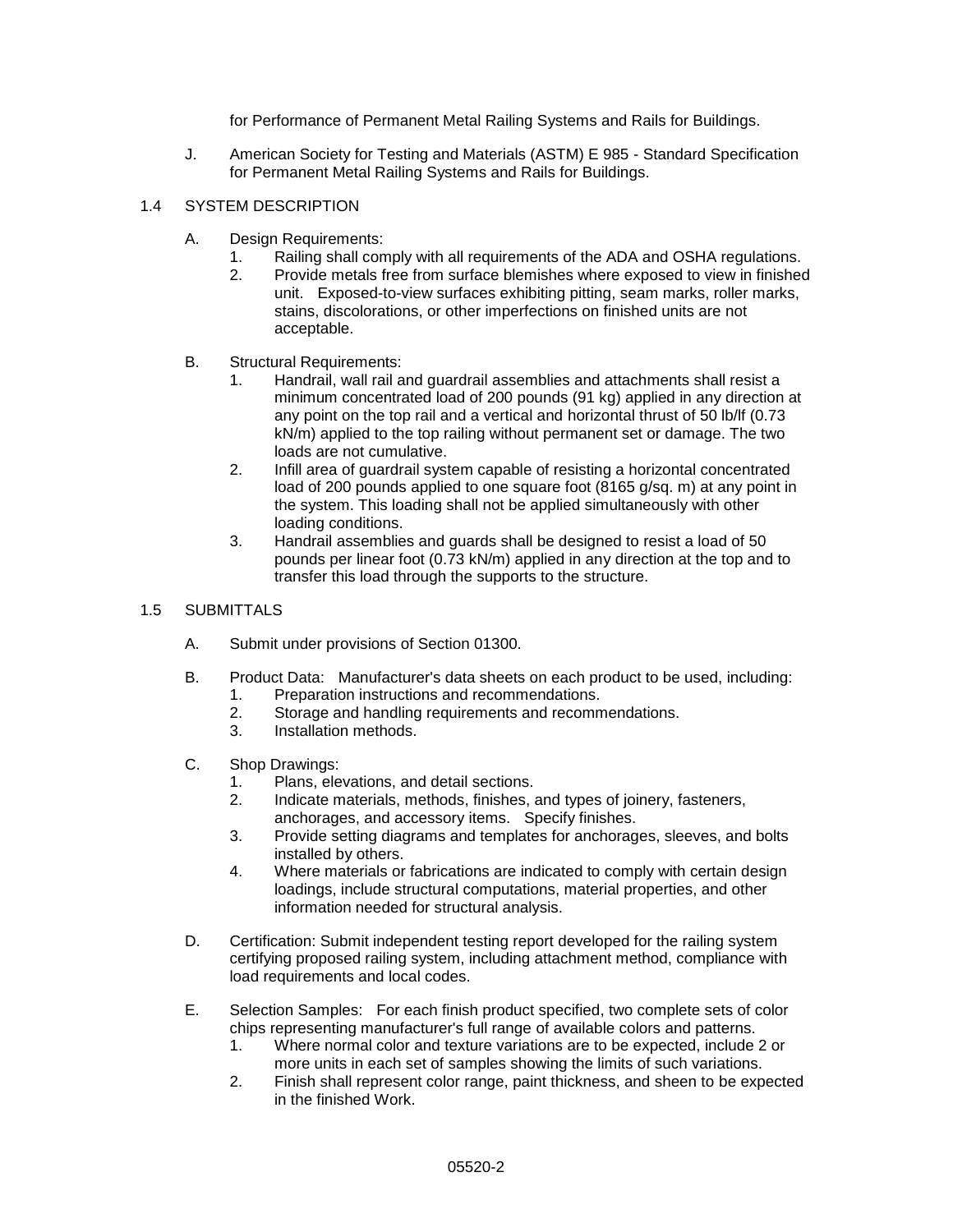for Performance of Permanent Metal Railing Systems and Rails for Buildings.

J. American Society for Testing and Materials (ASTM) E 985 - Standard Specification for Permanent Metal Railing Systems and Rails for Buildings.

## 1.4 SYSTEM DESCRIPTION

A. Design Requirements:
   1. Railing shall comply with all requirements of the ADA and OSHA regulations.
   2. Provide metals free from surface blemishes where exposed to view in finished unit. Exposed-to-view surfaces exhibiting pitting, seam marks, roller marks, stains, discolorations, or other imperfections on finished units are not acceptable.

B. Structural Requirements:
   1. Handrail, wall rail and guardrail assemblies and attachments shall resist a minimum concentrated load of 200 pounds (91 kg) applied in any direction at any point on the top rail and a vertical and horizontal thrust of 50 lb/lf (0.73 kN/m) applied to the top railing without permanent set or damage. The two loads are not cumulative.
   2. Infill area of guardrail system capable of resisting a horizontal concentrated load of 200 pounds applied to one square foot (8165 g/sq. m) at any point in the system. This loading shall not be applied simultaneously with other loading conditions.
   3. Handrail assemblies and guards shall be designed to resist a load of 50 pounds per linear foot (0.73 kN/m) applied in any direction at the top and to transfer this load through the supports to the structure.

## 1.5 SUBMITTALS

A. Submit under provisions of Section 01300.

B. Product Data: Manufacturer's data sheets on each product to be used, including:
   1. Preparation instructions and recommendations.
   2. Storage and handling requirements and recommendations.
   3. Installation methods.

C. Shop Drawings:
   1. Plans, elevations, and detail sections.
   2. Indicate materials, methods, finishes, and types of joinery, fasteners, anchorages, and accessory items. Specify finishes.
   3. Provide setting diagrams and templates for anchorages, sleeves, and bolts installed by others.
   4. Where materials or fabrications are indicated to comply with certain design loadings, include structural computations, material properties, and other information needed for structural analysis.

D. Certification: Submit independent testing report developed for the railing system certifying proposed railing system, including attachment method, compliance with load requirements and local codes.

E. Selection Samples: For each finish product specified, two complete sets of color chips representing manufacturer's full range of available colors and patterns.
   1. Where normal color and texture variations are to be expected, include 2 or more units in each set of samples showing the limits of such variations.
   2. Finish shall represent color range, paint thickness, and sheen to be expected in the finished Work.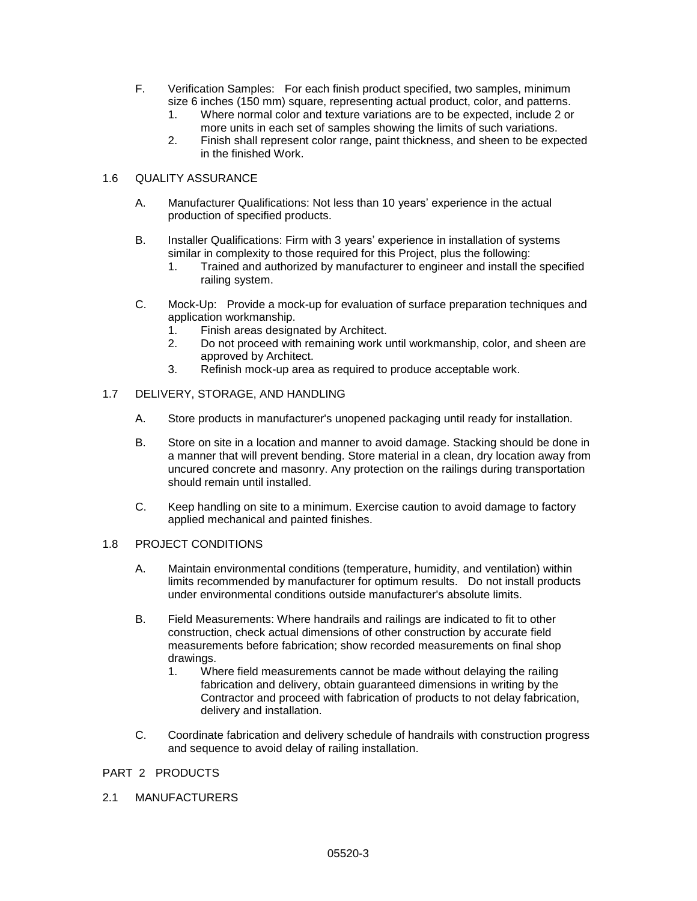F. Verification Samples: For each finish product specified, two samples, minimum size 6 inches (150 mm) square, representing actual product, color, and patterns.
   1. Where normal color and texture variations are to be expected, include 2 or more units in each set of samples showing the limits of such variations.
   2. Finish shall represent color range, paint thickness, and sheen to be expected in the finished Work.

## 1.6 QUALITY ASSURANCE

A. Manufacturer Qualifications: Not less than 10 years' experience in the actual production of specified products.

B. Installer Qualifications: Firm with 3 years' experience in installation of systems similar in complexity to those required for this Project, plus the following:
   1. Trained and authorized by manufacturer to engineer and install the specified railing system.

C. Mock-Up: Provide a mock-up for evaluation of surface preparation techniques and application workmanship.
   1. Finish areas designated by Architect.
   2. Do not proceed with remaining work until workmanship, color, and sheen are approved by Architect.
   3. Refinish mock-up area as required to produce acceptable work.

## 1.7 DELIVERY, STORAGE, AND HANDLING

A. Store products in manufacturer's unopened packaging until ready for installation.

B. Store on site in a location and manner to avoid damage. Stacking should be done in a manner that will prevent bending. Store material in a clean, dry location away from uncured concrete and masonry. Any protection on the railings during transportation should remain until installed.

C. Keep handling on site to a minimum. Exercise caution to avoid damage to factory applied mechanical and painted finishes.

## 1.8 PROJECT CONDITIONS

A. Maintain environmental conditions (temperature, humidity, and ventilation) within limits recommended by manufacturer for optimum results. Do not install products under environmental conditions outside manufacturer's absolute limits.

B. Field Measurements: Where handrails and railings are indicated to fit to other construction, check actual dimensions of other construction by accurate field measurements before fabrication; show recorded measurements on final shop drawings.
   1. Where field measurements cannot be made without delaying the railing fabrication and delivery, obtain guaranteed dimensions in writing by the Contractor and proceed with fabrication of products to not delay fabrication, delivery and installation.

C. Coordinate fabrication and delivery schedule of handrails with construction progress and sequence to avoid delay of railing installation.

# PART 2 PRODUCTS

## 2.1 MANUFACTURERS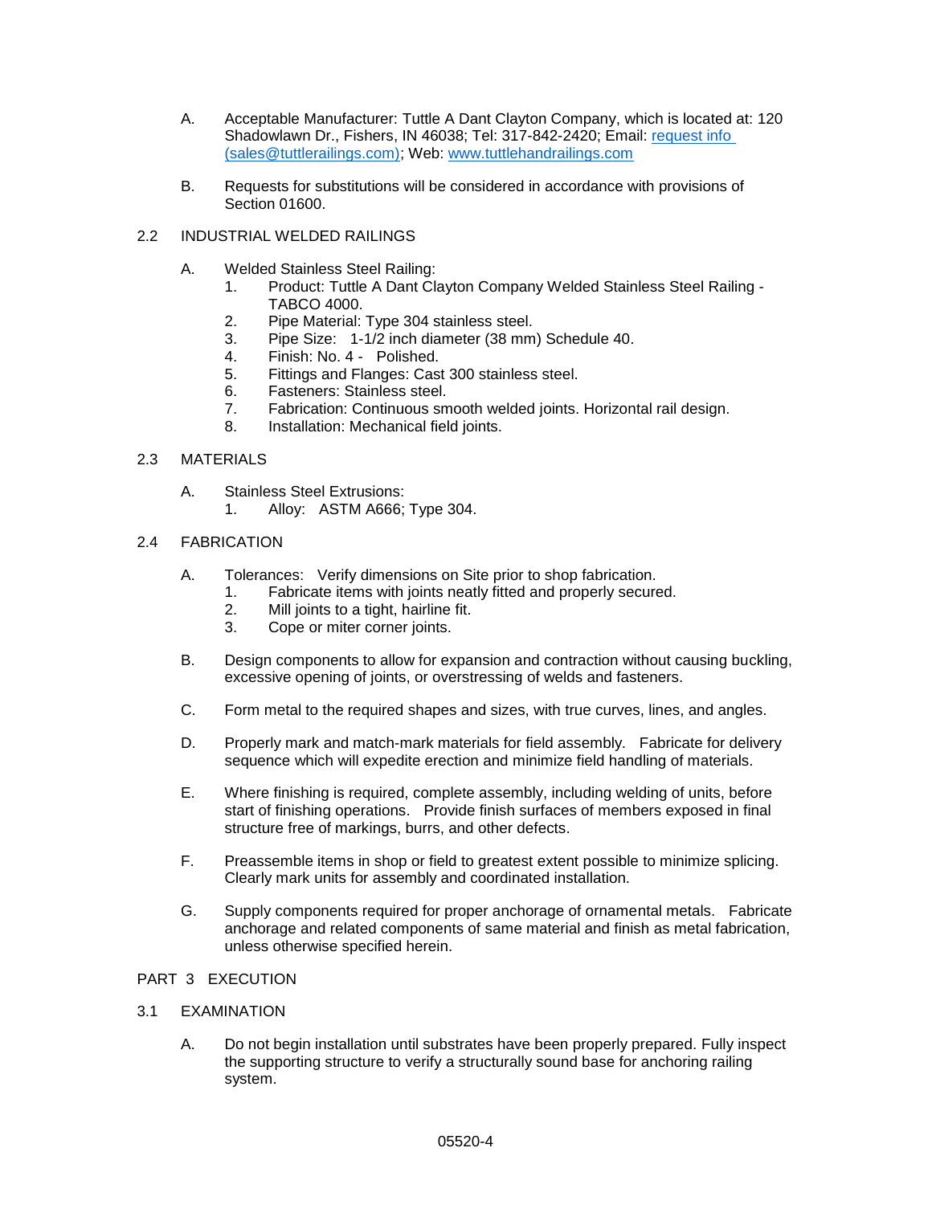A. Acceptable Manufacturer: Tuttle A Dant Clayton Company, which is located at: 120 Shadowlawn Dr., Fishers, IN 46038; Tel: 317-842-2420; Email: [request info (sales@tuttlerailings.com)](mailto:sales@tuttlerailings.com); Web: [www.tuttlehandrailings.com](http://www.tuttlehandrailings.com)

B. Requests for substitutions will be considered in accordance with provisions of Section 01600.

## 2.2 INDUSTRIAL WELDED RAILINGS

A. Welded Stainless Steel Railing:
   1. Product: Tuttle A Dant Clayton Company Welded Stainless Steel Railing - TABCO 4000.
   2. Pipe Material: Type 304 stainless steel.
   3. Pipe Size: 1-1/2 inch diameter (38 mm) Schedule 40.
   4. Finish: No. 4 - Polished.
   5. Fittings and Flanges: Cast 300 stainless steel.
   6. Fasteners: Stainless steel.
   7. Fabrication: Continuous smooth welded joints. Horizontal rail design.
   8. Installation: Mechanical field joints.

## 2.3 MATERIALS

A. Stainless Steel Extrusions:
   1. Alloy: ASTM A666; Type 304.

## 2.4 FABRICATION

A. Tolerances: Verify dimensions on Site prior to shop fabrication.
   1. Fabricate items with joints neatly fitted and properly secured.
   2. Mill joints to a tight, hairline fit.
   3. Cope or miter corner joints.

B. Design components to allow for expansion and contraction without causing buckling, excessive opening of joints, or overstressing of welds and fasteners.

C. Form metal to the required shapes and sizes, with true curves, lines, and angles.

D. Properly mark and match-mark materials for field assembly. Fabricate for delivery sequence which will expedite erection and minimize field handling of materials.

E. Where finishing is required, complete assembly, including welding of units, before start of finishing operations. Provide finish surfaces of members exposed in final structure free of markings, burrs, and other defects.

F. Preassemble items in shop or field to greatest extent possible to minimize splicing. Clearly mark units for assembly and coordinated installation.

G. Supply components required for proper anchorage of ornamental metals. Fabricate anchorage and related components of same material and finish as metal fabrication, unless otherwise specified herein.

# PART 3 EXECUTION

## 3.1 EXAMINATION

A. Do not begin installation until substrates have been properly prepared. Fully inspect the supporting structure to verify a structurally sound base for anchoring railing system.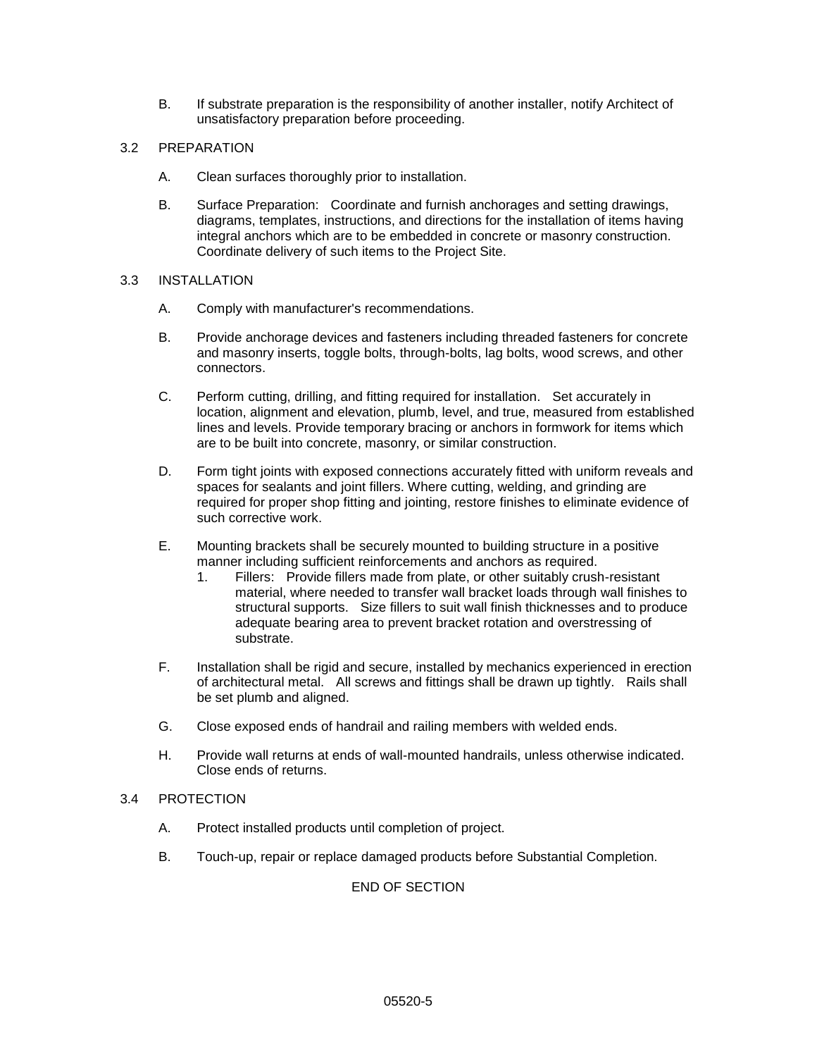B. If substrate preparation is the responsibility of another installer, notify Architect of unsatisfactory preparation before proceeding.

## 3.2 PREPARATION

A. Clean surfaces thoroughly prior to installation.

B. Surface Preparation: Coordinate and furnish anchorages and setting drawings, diagrams, templates, instructions, and directions for the installation of items having integral anchors which are to be embedded in concrete or masonry construction. Coordinate delivery of such items to the Project Site.

## 3.3 INSTALLATION

A. Comply with manufacturer's recommendations.

B. Provide anchorage devices and fasteners including threaded fasteners for concrete and masonry inserts, toggle bolts, through-bolts, lag bolts, wood screws, and other connectors.

C. Perform cutting, drilling, and fitting required for installation. Set accurately in location, alignment and elevation, plumb, level, and true, measured from established lines and levels. Provide temporary bracing or anchors in formwork for items which are to be built into concrete, masonry, or similar construction.

D. Form tight joints with exposed connections accurately fitted with uniform reveals and spaces for sealants and joint fillers. Where cutting, welding, and grinding are required for proper shop fitting and jointing, restore finishes to eliminate evidence of such corrective work.

E. Mounting brackets shall be securely mounted to building structure in a positive manner including sufficient reinforcements and anchors as required.
   1. Fillers: Provide fillers made from plate, or other suitably crush-resistant material, where needed to transfer wall bracket loads through wall finishes to structural supports. Size fillers to suit wall finish thicknesses and to produce adequate bearing area to prevent bracket rotation and overstressing of substrate.

F. Installation shall be rigid and secure, installed by mechanics experienced in erection of architectural metal. All screws and fittings shall be drawn up tightly. Rails shall be set plumb and aligned.

G. Close exposed ends of handrail and railing members with welded ends.

H. Provide wall returns at ends of wall-mounted handrails, unless otherwise indicated. Close ends of returns.

## 3.4 PROTECTION

A. Protect installed products until completion of project.

B. Touch-up, repair or replace damaged products before Substantial Completion.

END OF SECTION